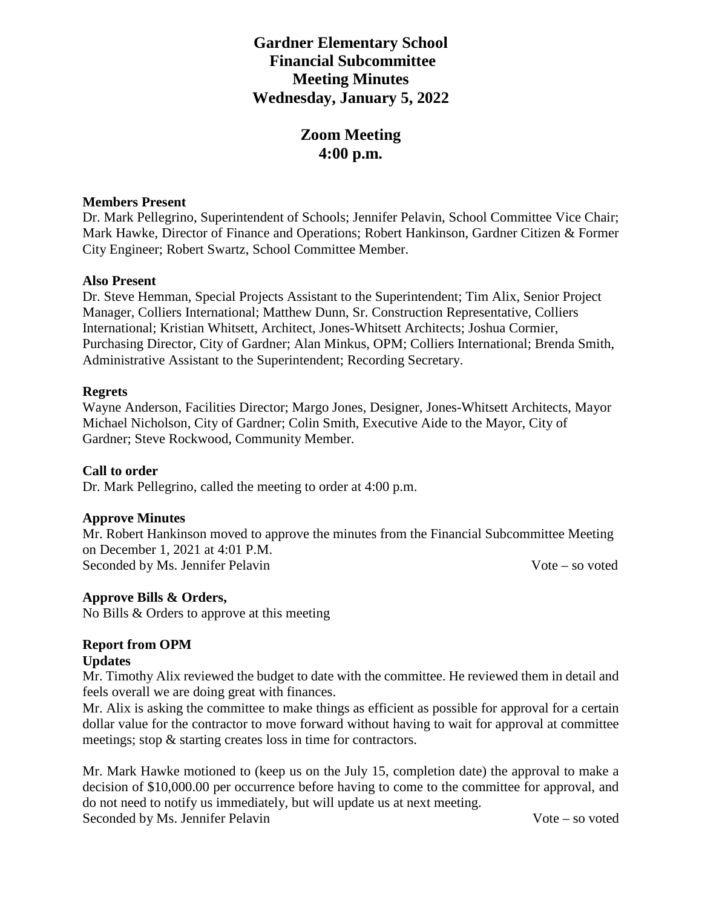# Gardner Elementary School
## Financial Subcommittee
## Meeting Minutes
## Wednesday, January 5, 2022

## Zoom Meeting
## 4:00 p.m.

**Members Present**

Dr. Mark Pellegrino, Superintendent of Schools; Jennifer Pelavin, School Committee Vice Chair; Mark Hawke, Director of Finance and Operations; Robert Hankinson, Gardner Citizen & Former City Engineer; Robert Swartz, School Committee Member.

**Also Present**

Dr. Steve Hemman, Special Projects Assistant to the Superintendent; Tim Alix, Senior Project Manager, Colliers International; Matthew Dunn, Sr. Construction Representative, Colliers International; Kristian Whitsett, Architect, Jones-Whitsett Architects; Joshua Cormier, Purchasing Director, City of Gardner; Alan Minkus, OPM; Colliers International; Brenda Smith, Administrative Assistant to the Superintendent; Recording Secretary.

**Regrets**

Wayne Anderson, Facilities Director; Margo Jones, Designer, Jones-Whitsett Architects, Mayor Michael Nicholson, City of Gardner; Colin Smith, Executive Aide to the Mayor, City of Gardner; Steve Rockwood, Community Member.

**Call to order**

Dr. Mark Pellegrino, called the meeting to order at 4:00 p.m.

**Approve Minutes**

Mr. Robert Hankinson moved to approve the minutes from the Financial Subcommittee Meeting on December 1, 2021 at 4:01 P.M.

Seconded by Ms. Jennifer Pelavin — Vote – so voted

**Approve Bills & Orders,**

No Bills & Orders to approve at this meeting

**Report from OPM**

**Updates**

Mr. Timothy Alix reviewed the budget to date with the committee. He reviewed them in detail and feels overall we are doing great with finances.

Mr. Alix is asking the committee to make things as efficient as possible for approval for a certain dollar value for the contractor to move forward without having to wait for approval at committee meetings; stop & starting creates loss in time for contractors.

Mr. Mark Hawke motioned to (keep us on the July 15, completion date) the approval to make a decision of $10,000.00 per occurrence before having to come to the committee for approval, and do not need to notify us immediately, but will update us at next meeting.

Seconded by Ms. Jennifer Pelavin — Vote – so voted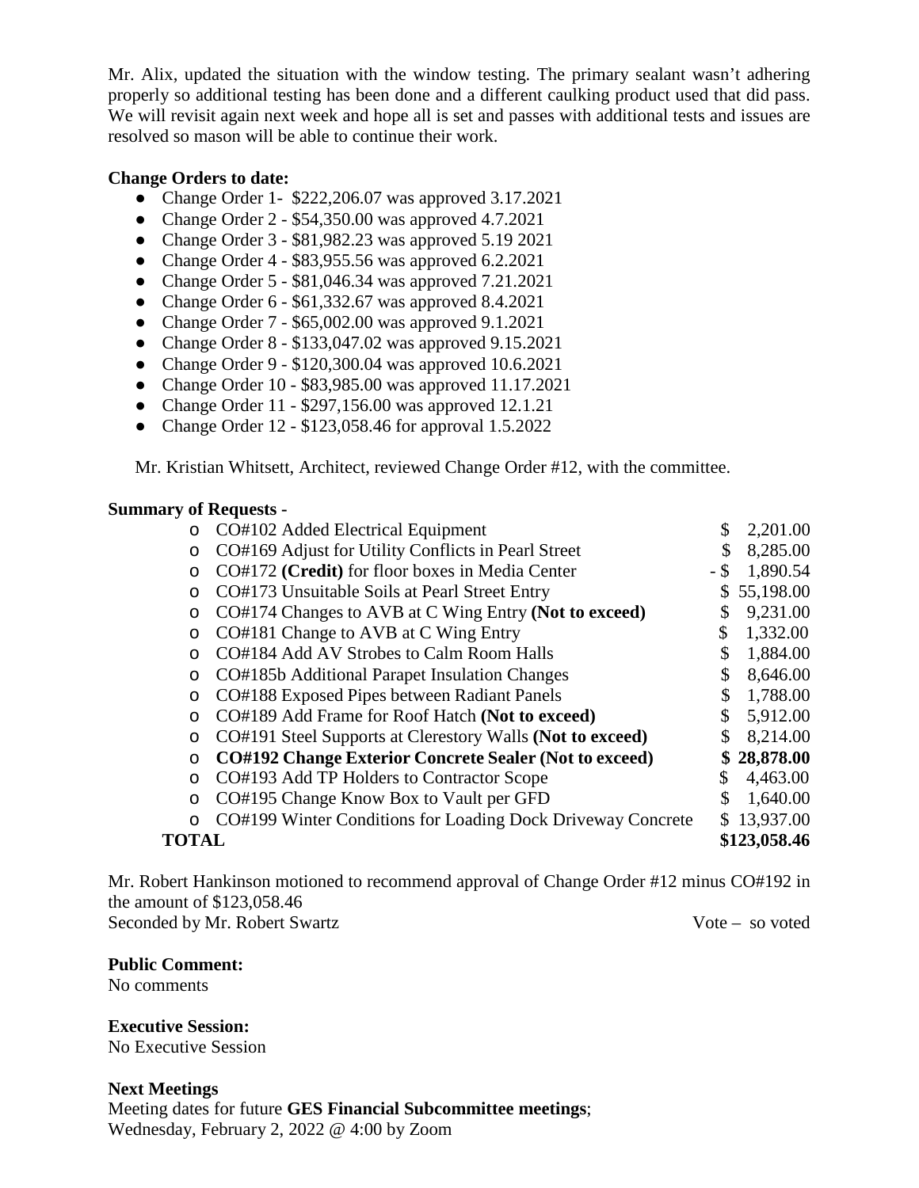Mr. Alix, updated the situation with the window testing. The primary sealant wasn't adhering properly so additional testing has been done and a different caulking product used that did pass. We will revisit again next week and hope all is set and passes with additional tests and issues are resolved so mason will be able to continue their work.

**Change Orders to date:**

- Change Order 1- $222,206.07 was approved 3.17.2021
- Change Order 2 - $54,350.00 was approved 4.7.2021
- Change Order 3 - $81,982.23 was approved 5.19 2021
- Change Order 4 - $83,955.56 was approved 6.2.2021
- Change Order 5 - $81,046.34 was approved 7.21.2021
- Change Order 6 - $61,332.67 was approved 8.4.2021
- Change Order 7 - $65,002.00 was approved 9.1.2021
- Change Order 8 - $133,047.02 was approved 9.15.2021
- Change Order 9 - $120,300.04 was approved 10.6.2021
- Change Order 10 - $83,985.00 was approved 11.17.2021
- Change Order 11 - $297,156.00 was approved 12.1.21
- Change Order 12 - $123,058.46 for approval 1.5.2022

Mr. Kristian Whitsett, Architect, reviewed Change Order #12, with the committee.

**Summary of Requests -**

| Item | Amount |
|---|---|
| o CO#102 Added Electrical Equipment | $ 2,201.00 |
| o CO#169 Adjust for Utility Conflicts in Pearl Street | $ 8,285.00 |
| o CO#172 **(Credit)** for floor boxes in Media Center | - $ 1,890.54 |
| o CO#173 Unsuitable Soils at Pearl Street Entry | $ 55,198.00 |
| o CO#174 Changes to AVB at C Wing Entry **(Not to exceed)** | $ 9,231.00 |
| o CO#181 Change to AVB at C Wing Entry | $ 1,332.00 |
| o CO#184 Add AV Strobes to Calm Room Halls | $ 1,884.00 |
| o CO#185b Additional Parapet Insulation Changes | $ 8,646.00 |
| o CO#188 Exposed Pipes between Radiant Panels | $ 1,788.00 |
| o CO#189 Add Frame for Roof Hatch **(Not to exceed)** | $ 5,912.00 |
| o CO#191 Steel Supports at Clerestory Walls **(Not to exceed)** | $ 8,214.00 |
| o **CO#192 Change Exterior Concrete Sealer (Not to exceed)** | **$ 28,878.00** |
| o CO#193 Add TP Holders to Contractor Scope | $ 4,463.00 |
| o CO#195 Change Know Box to Vault per GFD | $ 1,640.00 |
| o CO#199 Winter Conditions for Loading Dock Driveway Concrete | $ 13,937.00 |
| **TOTAL** | **$123,058.46** |

Mr. Robert Hankinson motioned to recommend approval of Change Order #12 minus CO#192 in the amount of $123,058.46
Seconded by Mr. Robert Swartz Vote – so voted

**Public Comment:**
No comments

**Executive Session:**
No Executive Session

**Next Meetings**
Meeting dates for future **GES Financial Subcommittee meetings**;
Wednesday, February 2, 2022 @ 4:00 by Zoom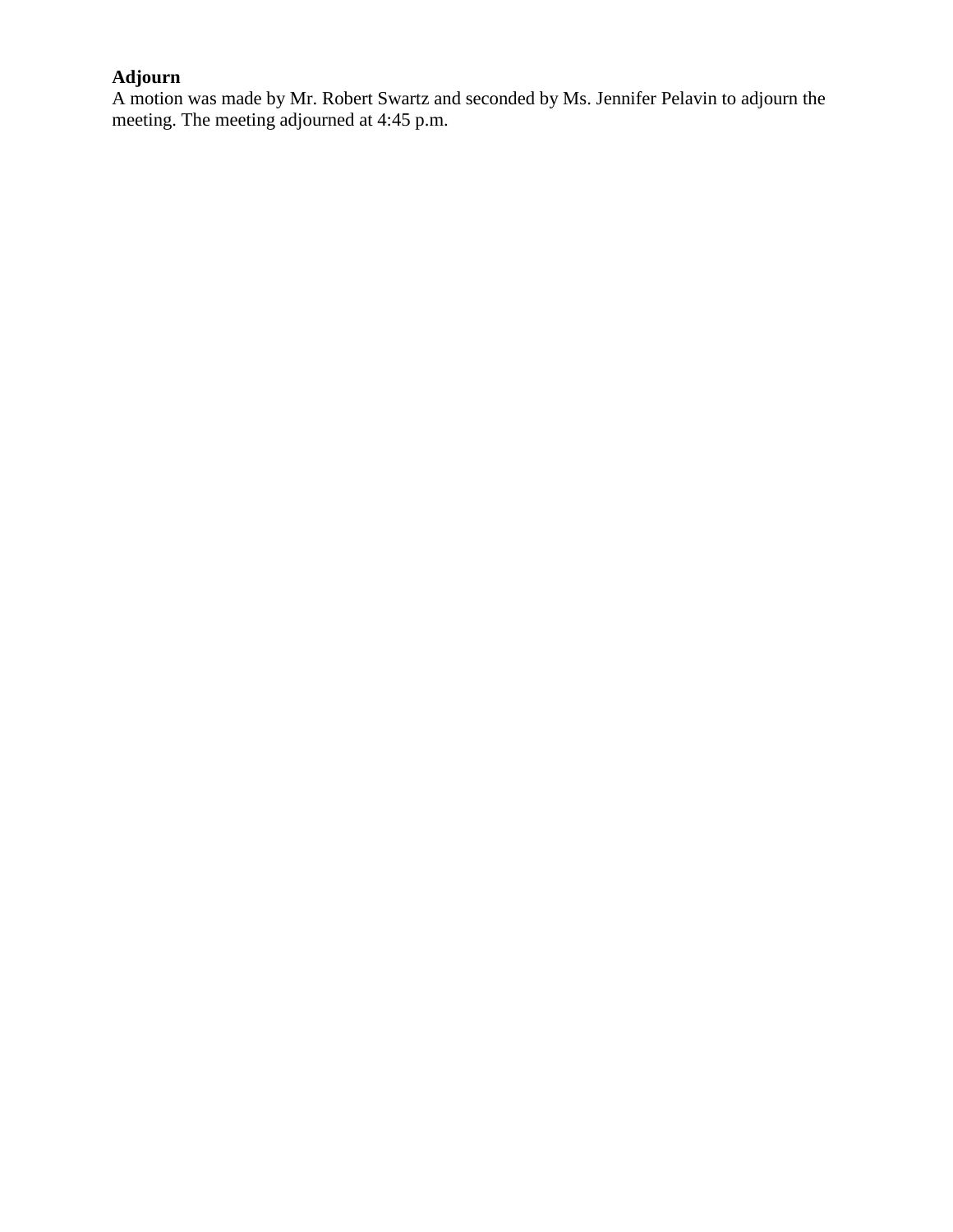**Adjourn**

A motion was made by Mr. Robert Swartz and seconded by Ms. Jennifer Pelavin to adjourn the meeting. The meeting adjourned at 4:45 p.m.